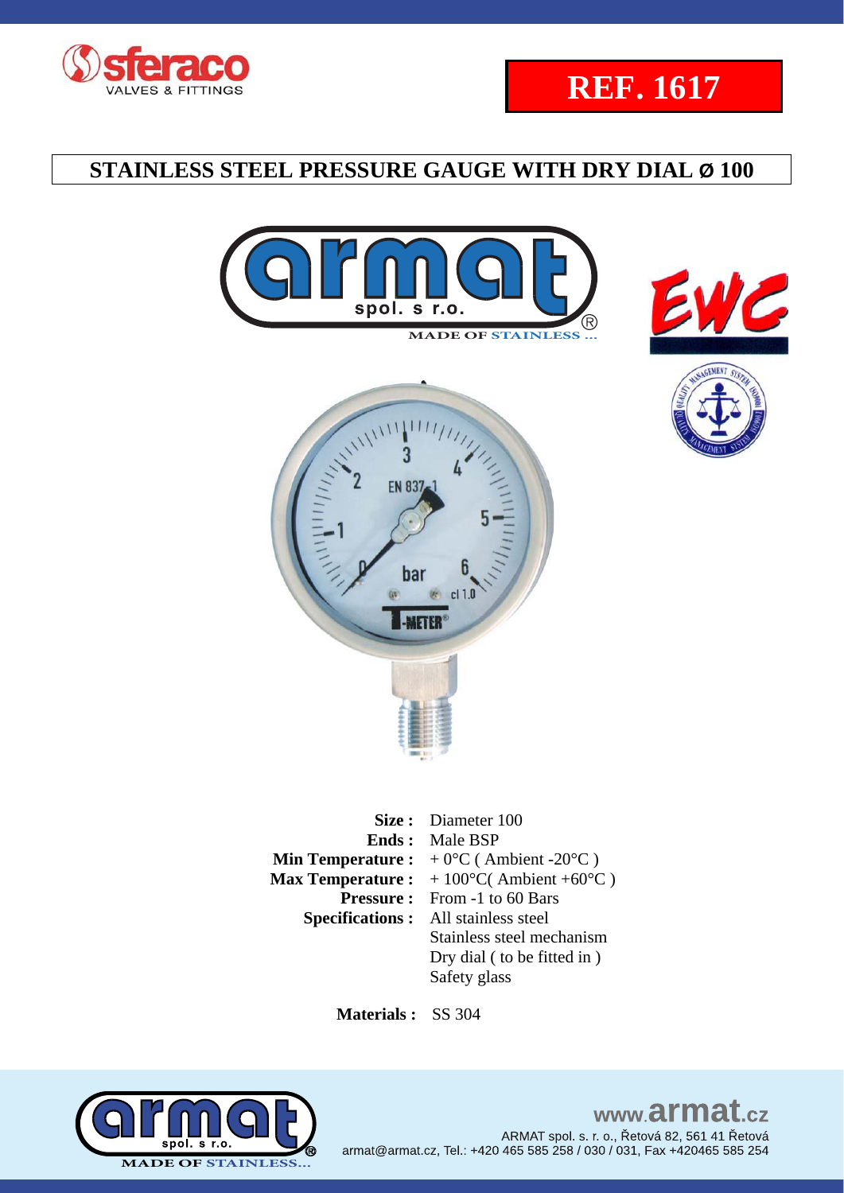# REF. 1617

## STAINLESS STEEL PRESSURE GAUGE WITH DRY DIAL Ø 100

| | |
|---|---|
| **Size :** | Diameter 100 |
| **Ends :** | Male BSP |
| **Min Temperature :** | + 0°C ( Ambient -20°C ) |
| **Max Temperature :** | + 100°C( Ambient +60°C ) |
| **Pressure :** | From -1 to 60 Bars |
| **Specifications :** | All stainless steel |
| | Stainless steel mechanism |
| | Dry dial ( to be fitted in ) |
| | Safety glass |

**Materials :** SS 304

www.armat.cz

ARMAT spol. s. r. o., Řetová 82, 561 41 Řetová

armat@armat.cz, Tel.: +420 465 585 258 / 030 / 031, Fax +420465 585 254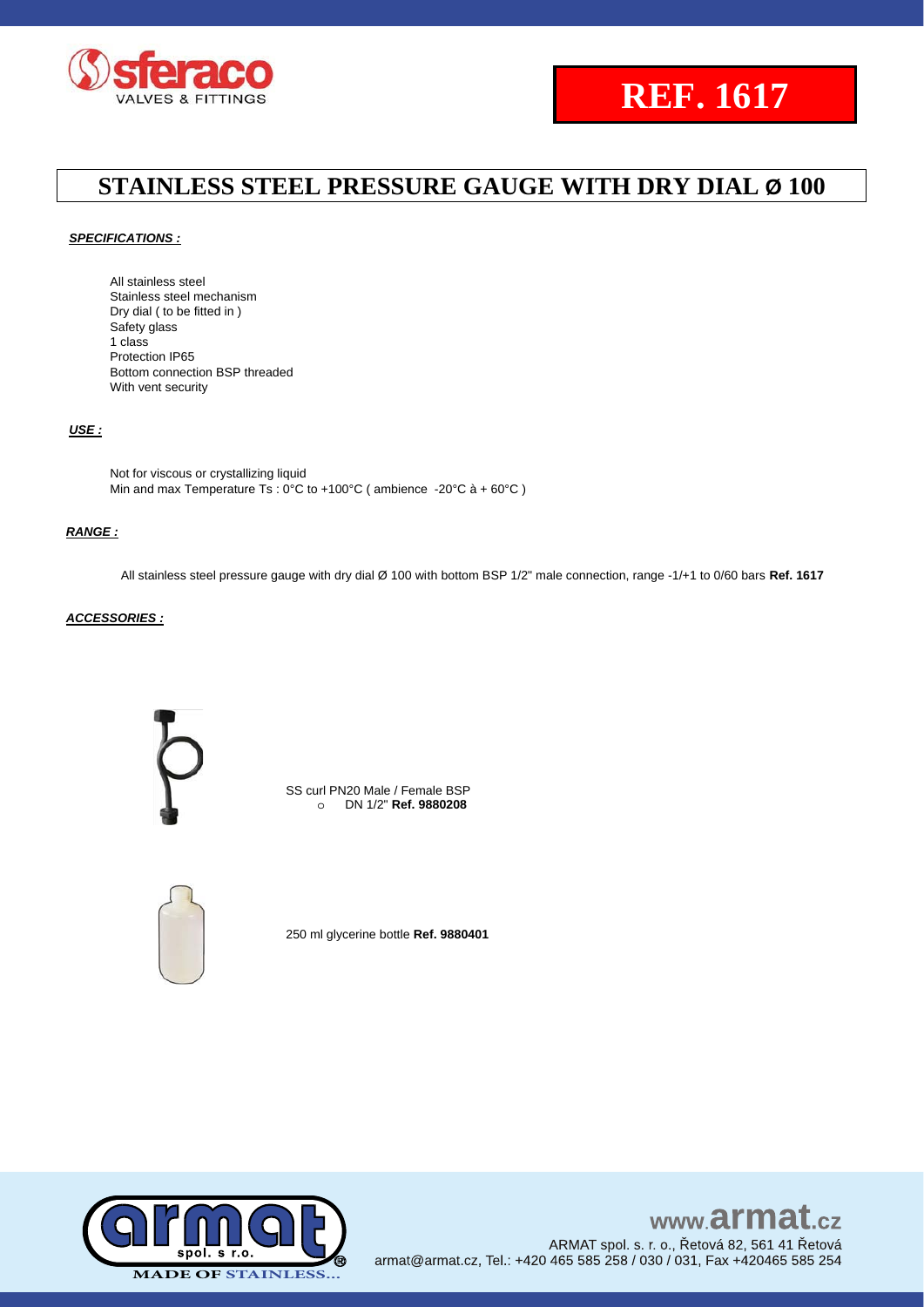# REF. 1617

## STAINLESS STEEL PRESSURE GAUGE WITH DRY DIAL Ø 100

***SPECIFICATIONS :***

- All stainless steel
- Stainless steel mechanism
- Dry dial ( to be fitted in )
- Safety glass
- 1 class
- Protection IP65
- Bottom connection BSP threaded
- With vent security

***USE :***

Not for viscous or crystallizing liquid
Min and max Temperature Ts : 0°C to +100°C ( ambience -20°C à + 60°C )

***RANGE :***

All stainless steel pressure gauge with dry dial Ø 100 with bottom BSP 1/2" male connection, range -1/+1 to 0/60 bars **Ref. 1617**

***ACCESSORIES :***

SS curl PN20 Male / Female BSP
- DN 1/2" **Ref. 9880208**

250 ml glycerine bottle **Ref. 9880401**

www.armat.cz
ARMAT spol. s r. o., Řetová 82, 561 41 Řetová
armat@armat.cz, Tel.: +420 465 585 258 / 030 / 031, Fax +420465 585 254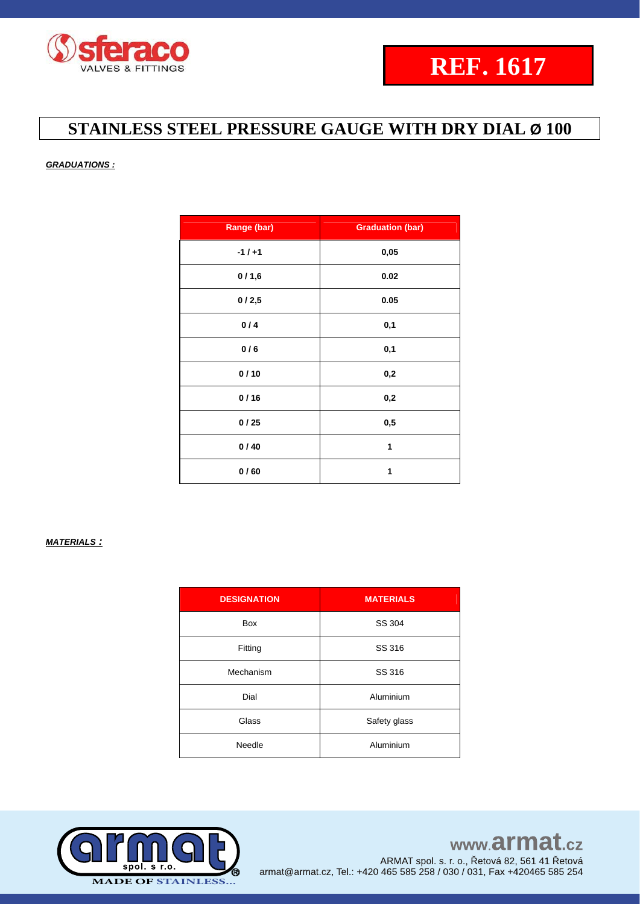# REF. 1617

## STAINLESS STEEL PRESSURE GAUGE WITH DRY DIAL Ø 100

***GRADUATIONS :***

| Range (bar) | Graduation (bar) |
|---|---|
| **-1 / +1** | **0,05** |
| **0 / 1,6** | **0.02** |
| **0 / 2,5** | **0.05** |
| **0 / 4** | **0,1** |
| **0 / 6** | **0,1** |
| **0 / 10** | **0,2** |
| **0 / 16** | **0,2** |
| **0 / 25** | **0,5** |
| **0 / 40** | **1** |
| **0 / 60** | **1** |

***MATERIALS :***

| DESIGNATION | MATERIALS |
|---|---|
| Box | SS 304 |
| Fitting | SS 316 |
| Mechanism | SS 316 |
| Dial | Aluminium |
| Glass | Safety glass |
| Needle | Aluminium |

www.armat.cz
ARMAT spol. s r. o., Řetová 82, 561 41 Řetová
armat@armat.cz, Tel.: +420 465 585 258 / 030 / 031, Fax +420465 585 254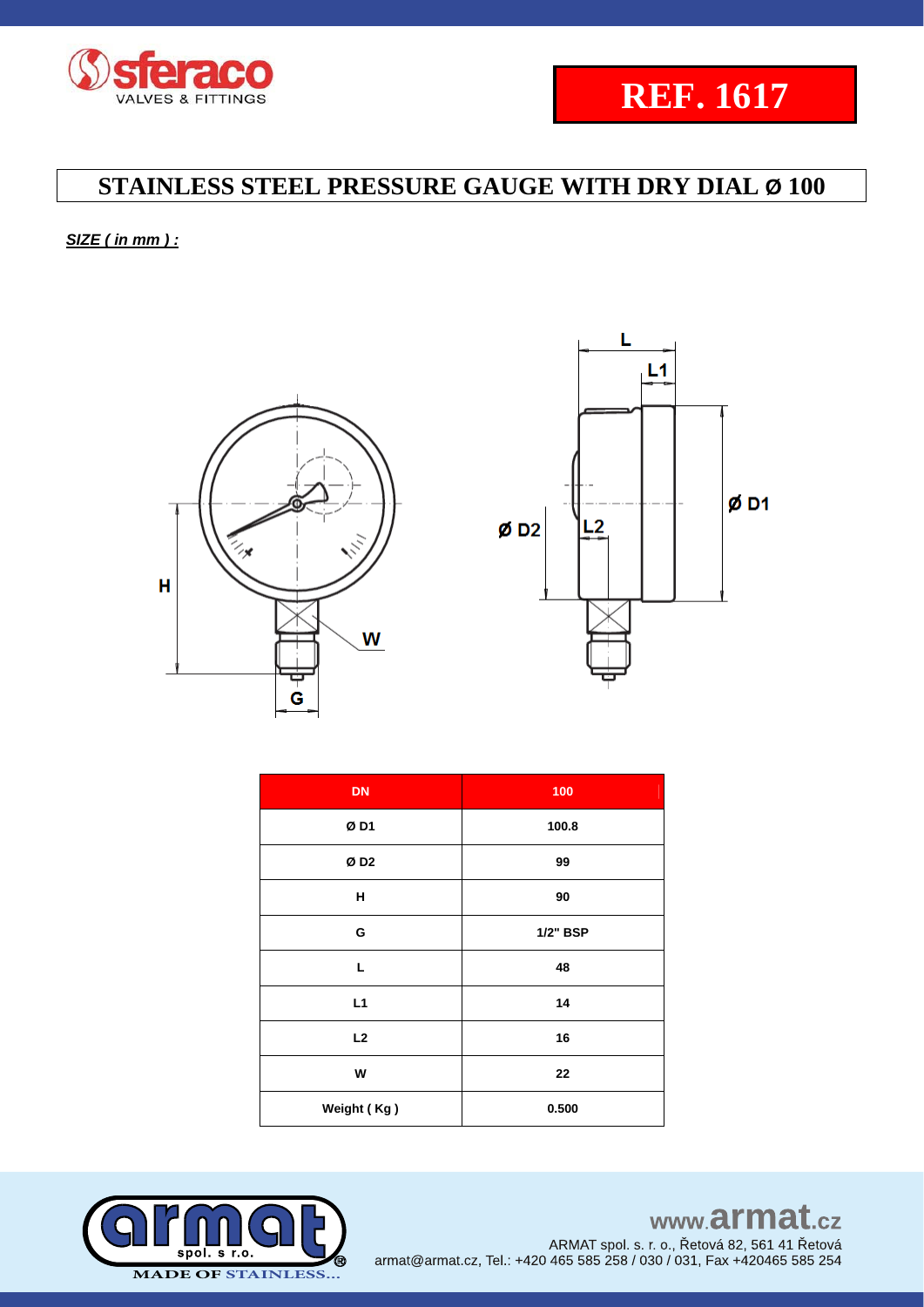**REF. 1617**

# STAINLESS STEEL PRESSURE GAUGE WITH DRY DIAL Ø 100

***SIZE ( in mm ) :***

| DN | 100 |
|---|---|
| Ø D1 | 100.8 |
| Ø D2 | 99 |
| H | 90 |
| G | 1/2" BSP |
| L | 48 |
| L1 | 14 |
| L2 | 16 |
| W | 22 |
| Weight ( Kg ) | 0.500 |

www.armat.cz

ARMAT spol. s r. o., Řetová 82, 561 41 Řetová
armat@armat.cz, Tel.: +420 465 585 258 / 030 / 031, Fax +420465 585 254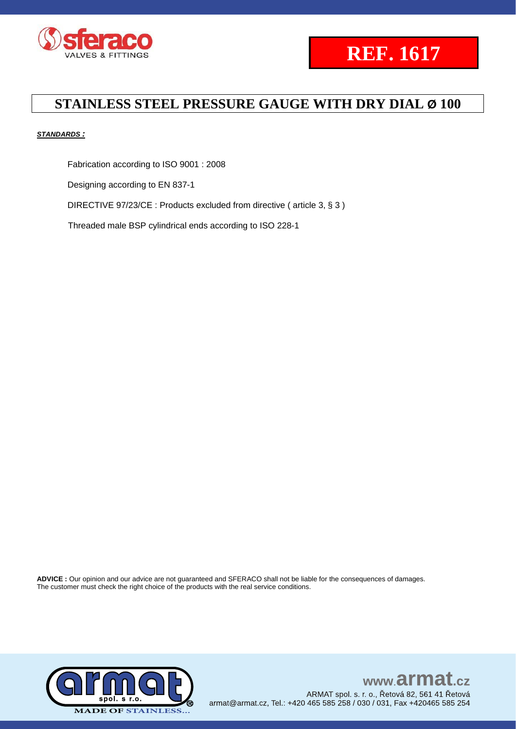# REF. 1617

## STAINLESS STEEL PRESSURE GAUGE WITH DRY DIAL Ø 100

***STANDARDS :***

Fabrication according to ISO 9001 : 2008

Designing according to EN 837-1

DIRECTIVE 97/23/CE : Products excluded from directive ( article 3, § 3 )

Threaded male BSP cylindrical ends according to ISO 228-1

**ADVICE :** Our opinion and our advice are not guaranteed and SFERACO shall not be liable for the consequences of damages. The customer must check the right choice of the products with the real service conditions.

www.armat.cz

ARMAT spol. s r. o., Řetová 82, 561 41 Řetová
armat@armat.cz, Tel.: +420 465 585 258 / 030 / 031, Fax +420465 585 254